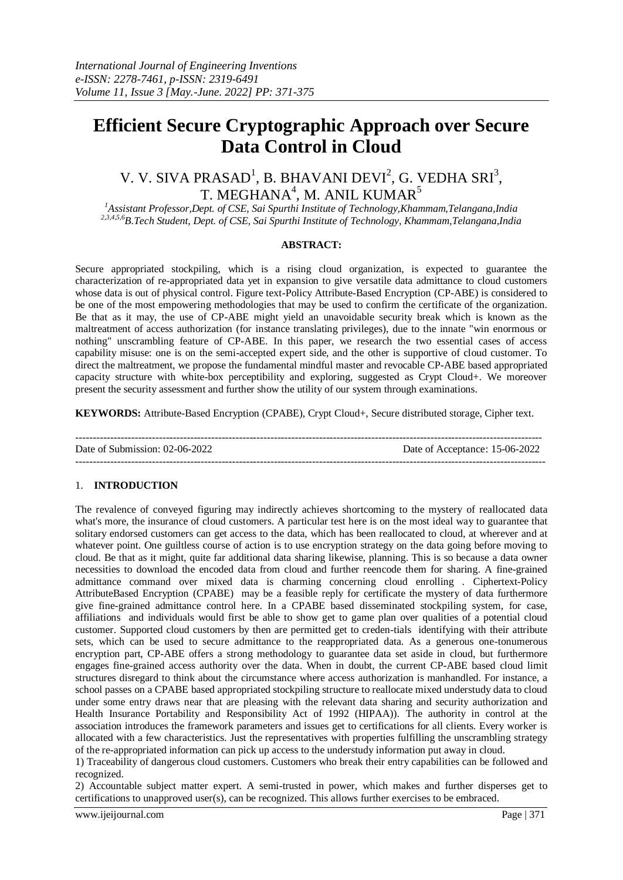*International Journal of Engineering Inventions*
*e-ISSN: 2278-7461, p-ISSN: 2319-6491*
*Volume 11, Issue 3 [May.-June. 2022] PP: 371-375*

# Efficient Secure Cryptographic Approach over Secure Data Control in Cloud

V. V. SIVA PRASAD[1], B. BHAVANI DEVI[2], G. VEDHA SRI[3], T. MEGHANA[4], M. ANIL KUMAR[5]

*[1]Assistant Professor,Dept. of CSE, Sai Spurthi Institute of Technology,Khammam,Telangana,India*
*[2,3,4,5,6]B.Tech Student, Dept. of CSE, Sai Spurthi Institute of Technology, Khammam,Telangana,India*

**ABSTRACT:**

Secure appropriated stockpiling, which is a rising cloud organization, is expected to guarantee the characterization of re-appropriated data yet in expansion to give versatile data admittance to cloud customers whose data is out of physical control. Figure text-Policy Attribute-Based Encryption (CP-ABE) is considered to be one of the most empowering methodologies that may be used to confirm the certificate of the organization. Be that as it may, the use of CP-ABE might yield an unavoidable security break which is known as the maltreatment of access authorization (for instance translating privileges), due to the innate "win enormous or nothing" unscrambling feature of CP-ABE. In this paper, we research the two essential cases of access capability misuse: one is on the semi-accepted expert side, and the other is supportive of cloud customer. To direct the maltreatment, we propose the fundamental mindful master and revocable CP-ABE based appropriated capacity structure with white-box perceptibility and exploring, suggested as Crypt Cloud+. We moreover present the security assessment and further show the utility of our system through examinations.

**KEYWORDS:** Attribute-Based Encryption (CPABE), Crypt Cloud+, Secure distributed storage, Cipher text.

---

Date of Submission: 02-06-2022 | Date of Acceptance: 15-06-2022

---

## 1. INTRODUCTION

The revalence of conveyed figuring may indirectly achieves shortcoming to the mystery of reallocated data what's more, the insurance of cloud customers. A particular test here is on the most ideal way to guarantee that solitary endorsed customers can get access to the data, which has been reallocated to cloud, at wherever and at whatever point. One guiltless course of action is to use encryption strategy on the data going before moving to cloud. Be that as it might, quite far additional data sharing likewise, planning. This is so because a data owner necessities to download the encoded data from cloud and further reencode them for sharing. A fine-grained admittance command over mixed data is charming concerning cloud enrolling . Ciphertext-Policy AttributeBased Encryption (CPABE) may be a feasible reply for certificate the mystery of data furthermore give fine-grained admittance control here. In a CPABE based disseminated stockpiling system, for case, affiliations and individuals would first be able to show get to game plan over qualities of a potential cloud customer. Supported cloud customers by then are permitted get to creden-tials identifying with their attribute sets, which can be used to secure admittance to the reappropriated data. As a generous one-tonumerous encryption part, CP-ABE offers a strong methodology to guarantee data set aside in cloud, but furthermore engages fine-grained access authority over the data. When in doubt, the current CP-ABE based cloud limit structures disregard to think about the circumstance where access authorization is manhandled. For instance, a school passes on a CPABE based appropriated stockpiling structure to reallocate mixed understudy data to cloud under some entry draws near that are pleasing with the relevant data sharing and security authorization and Health Insurance Portability and Responsibility Act of 1992 (HIPAA)). The authority in control at the association introduces the framework parameters and issues get to certifications for all clients. Every worker is allocated with a few characteristics. Just the representatives with properties fulfilling the unscrambling strategy of the re-appropriated information can pick up access to the understudy information put away in cloud.

1) Traceability of dangerous cloud customers. Customers who break their entry capabilities can be followed and recognized.

2) Accountable subject matter expert. A semi-trusted in power, which makes and further disperses get to certifications to unapproved user(s), can be recognized. This allows further exercises to be embraced.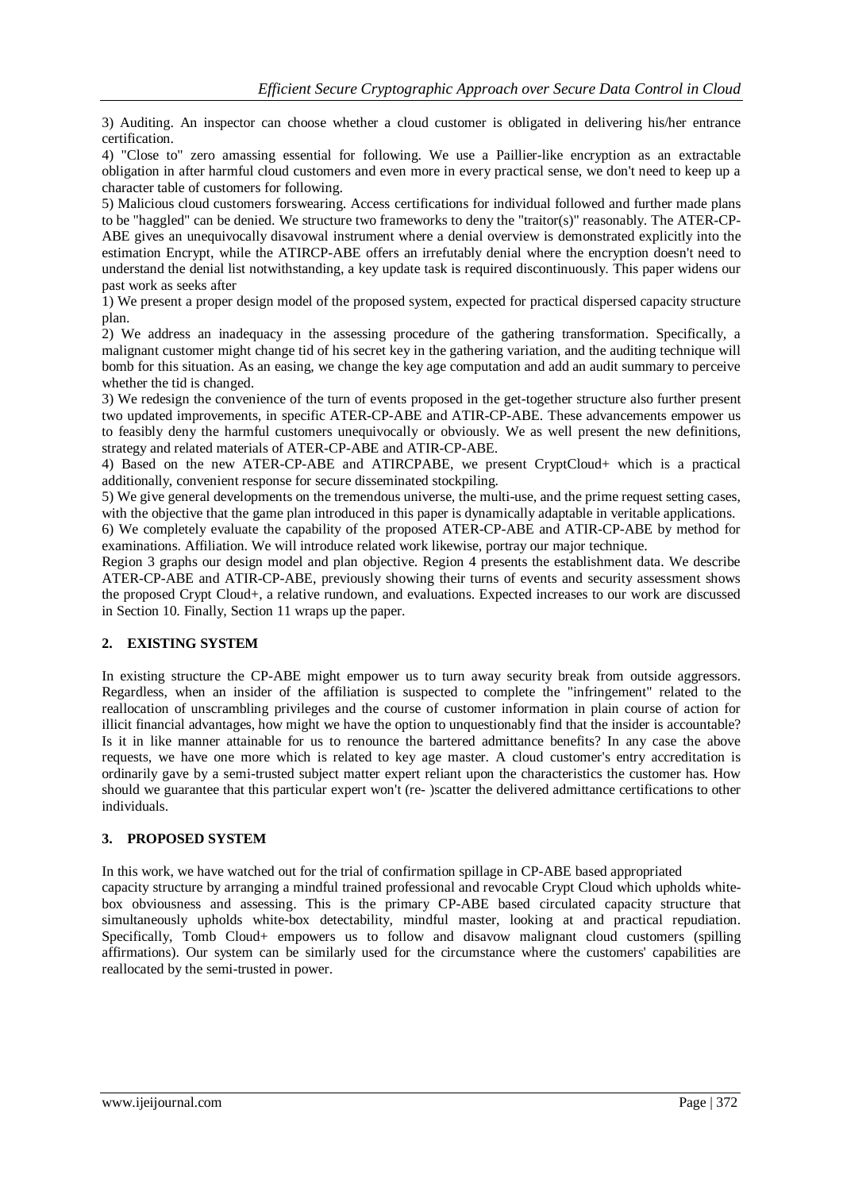3) Auditing. An inspector can choose whether a cloud customer is obligated in delivering his/her entrance certification.

4) "Close to" zero amassing essential for following. We use a Paillier-like encryption as an extractable obligation in after harmful cloud customers and even more in every practical sense, we don't need to keep up a character table of customers for following.

5) Malicious cloud customers forswearing. Access certifications for individual followed and further made plans to be "haggled" can be denied. We structure two frameworks to deny the "traitor(s)" reasonably. The ATER-CP-ABE gives an unequivocally disavowal instrument where a denial overview is demonstrated explicitly into the estimation Encrypt, while the ATIRCP-ABE offers an irrefutably denial where the encryption doesn't need to understand the denial list notwithstanding, a key update task is required discontinuously. This paper widens our past work as seeks after

1) We present a proper design model of the proposed system, expected for practical dispersed capacity structure plan.

2) We address an inadequacy in the assessing procedure of the gathering transformation. Specifically, a malignant customer might change tid of his secret key in the gathering variation, and the auditing technique will bomb for this situation. As an easing, we change the key age computation and add an audit summary to perceive whether the tid is changed.

3) We redesign the convenience of the turn of events proposed in the get-together structure also further present two updated improvements, in specific ATER-CP-ABE and ATIR-CP-ABE. These advancements empower us to feasibly deny the harmful customers unequivocally or obviously. We as well present the new definitions, strategy and related materials of ATER-CP-ABE and ATIR-CP-ABE.

4) Based on the new ATER-CP-ABE and ATIRCPABE, we present CryptCloud+ which is a practical additionally, convenient response for secure disseminated stockpiling.

5) We give general developments on the tremendous universe, the multi-use, and the prime request setting cases, with the objective that the game plan introduced in this paper is dynamically adaptable in veritable applications.

6) We completely evaluate the capability of the proposed ATER-CP-ABE and ATIR-CP-ABE by method for examinations. Affiliation. We will introduce related work likewise, portray our major technique.

Region 3 graphs our design model and plan objective. Region 4 presents the establishment data. We describe ATER-CP-ABE and ATIR-CP-ABE, previously showing their turns of events and security assessment shows the proposed Crypt Cloud+, a relative rundown, and evaluations. Expected increases to our work are discussed in Section 10. Finally, Section 11 wraps up the paper.

## 2. EXISTING SYSTEM

In existing structure the CP-ABE might empower us to turn away security break from outside aggressors. Regardless, when an insider of the affiliation is suspected to complete the "infringement" related to the reallocation of unscrambling privileges and the course of customer information in plain course of action for illicit financial advantages, how might we have the option to unquestionably find that the insider is accountable? Is it in like manner attainable for us to renounce the bartered admittance benefits? In any case the above requests, we have one more which is related to key age master. A cloud customer's entry accreditation is ordinarily gave by a semi-trusted subject matter expert reliant upon the characteristics the customer has. How should we guarantee that this particular expert won't (re- )scatter the delivered admittance certifications to other individuals.

## 3. PROPOSED SYSTEM

In this work, we have watched out for the trial of confirmation spillage in CP-ABE based appropriated capacity structure by arranging a mindful trained professional and revocable Crypt Cloud which upholds white-box obviousness and assessing. This is the primary CP-ABE based circulated capacity structure that simultaneously upholds white-box detectability, mindful master, looking at and practical repudiation. Specifically, Tomb Cloud+ empowers us to follow and disavow malignant cloud customers (spilling affirmations). Our system can be similarly used for the circumstance where the customers' capabilities are reallocated by the semi-trusted in power.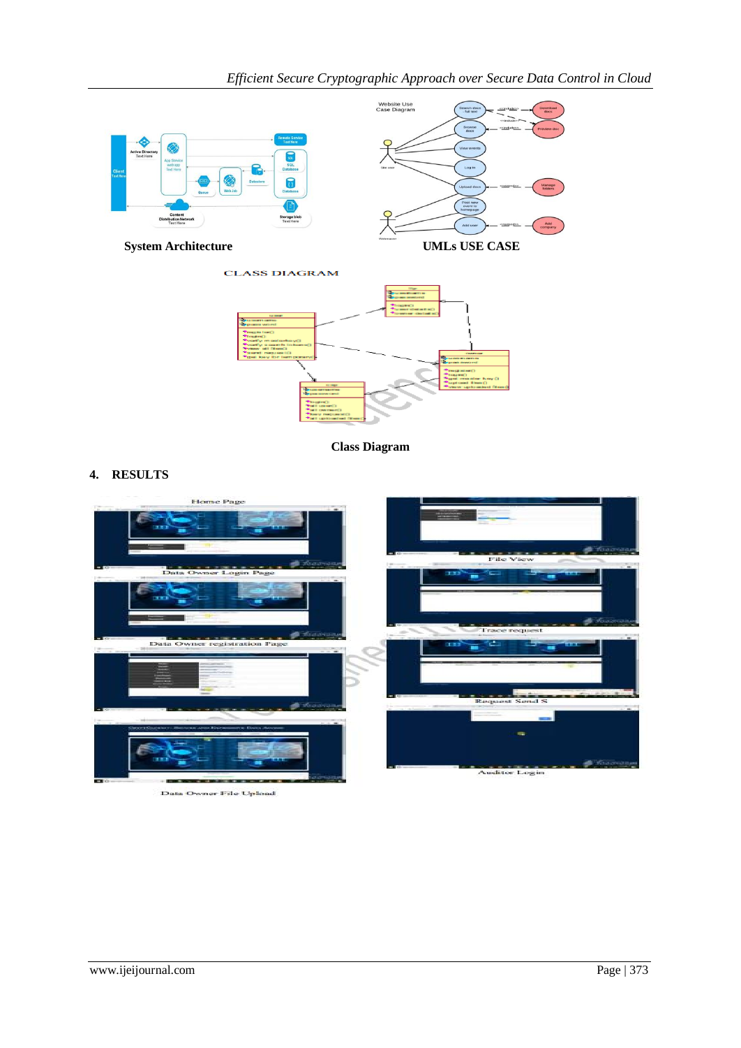System Architecture

UMLs USE CASE

Class Diagram

## 4. RESULTS

Home Page

Data Owner Login Page

Data Owner registration Page

Data Owner File Upload

File View

Trace request

Request Send S

Auditor Login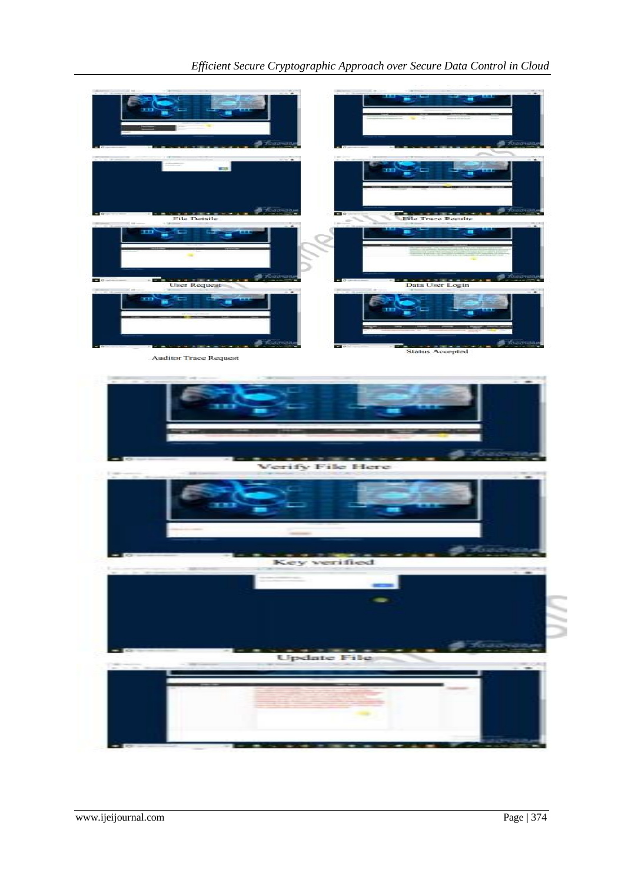File Details

File Trace Results

User Request

Data User Login

Auditor Trace Request

Status Accepted

Verify File Here

Key verified

Update File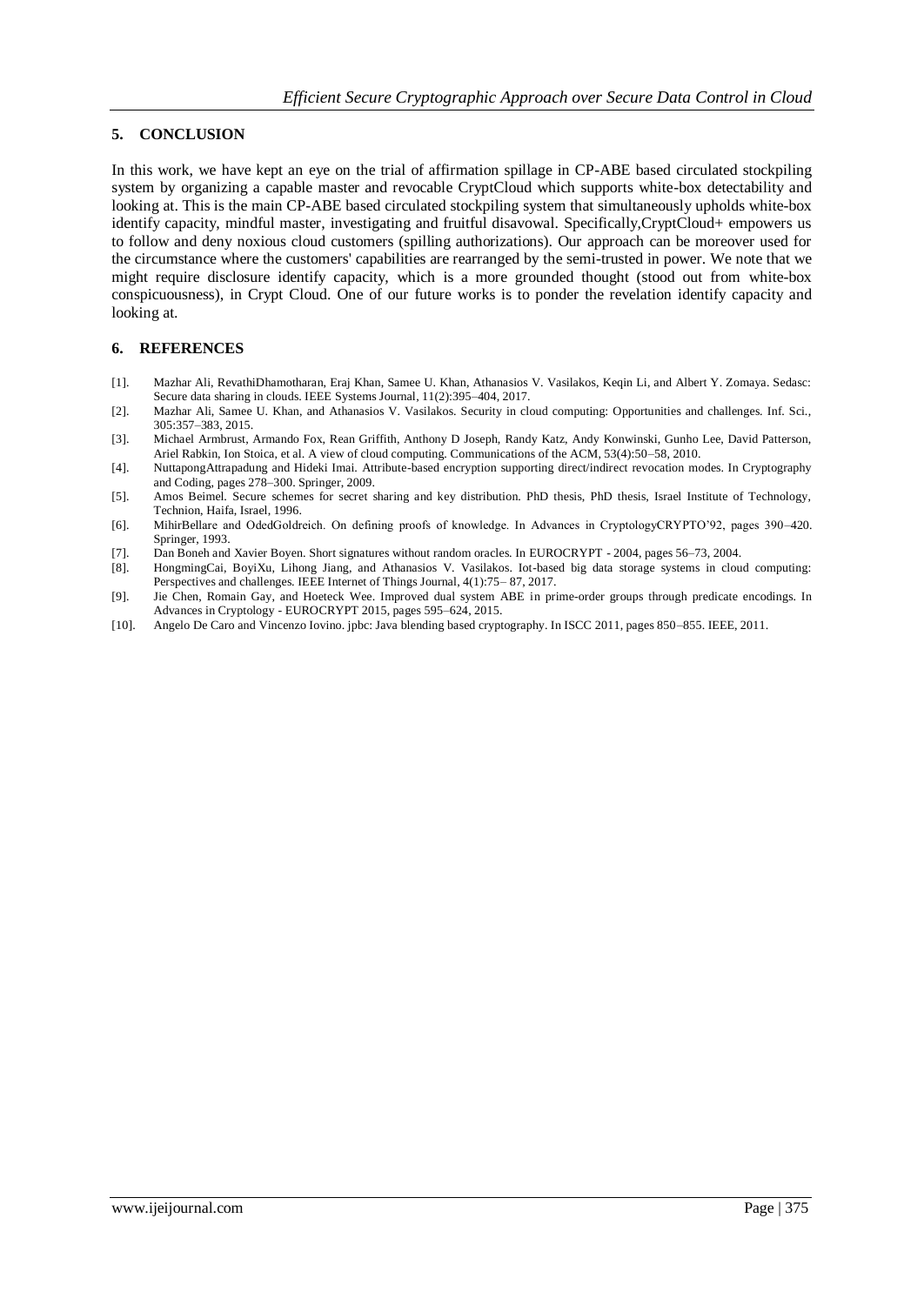## 5. CONCLUSION

In this work, we have kept an eye on the trial of affirmation spillage in CP-ABE based circulated stockpiling system by organizing a capable master and revocable CryptCloud which supports white-box detectability and looking at. This is the main CP-ABE based circulated stockpiling system that simultaneously upholds white-box identify capacity, mindful master, investigating and fruitful disavowal. Specifically,CryptCloud+ empowers us to follow and deny noxious cloud customers (spilling authorizations). Our approach can be moreover used for the circumstance where the customers' capabilities are rearranged by the semi-trusted in power. We note that we might require disclosure identify capacity, which is a more grounded thought (stood out from white-box conspicuousness), in Crypt Cloud. One of our future works is to ponder the revelation identify capacity and looking at.

## 6. REFERENCES

[1]. Mazhar Ali, RevathiDhamotharan, Eraj Khan, Samee U. Khan, Athanasios V. Vasilakos, Keqin Li, and Albert Y. Zomaya. Sedasc: Secure data sharing in clouds. IEEE Systems Journal, 11(2):395–404, 2017.

[2]. Mazhar Ali, Samee U. Khan, and Athanasios V. Vasilakos. Security in cloud computing: Opportunities and challenges. Inf. Sci., 305:357–383, 2015.

[3]. Michael Armbrust, Armando Fox, Rean Griffith, Anthony D Joseph, Randy Katz, Andy Konwinski, Gunho Lee, David Patterson, Ariel Rabkin, Ion Stoica, et al. A view of cloud computing. Communications of the ACM, 53(4):50–58, 2010.

[4]. NuttapongAttrapadung and Hideki Imai. Attribute-based encryption supporting direct/indirect revocation modes. In Cryptography and Coding, pages 278–300. Springer, 2009.

[5]. Amos Beimel. Secure schemes for secret sharing and key distribution. PhD thesis, PhD thesis, Israel Institute of Technology, Technion, Haifa, Israel, 1996.

[6]. MihirBellare and OdedGoldreich. On defining proofs of knowledge. In Advances in CryptologyCRYPTO'92, pages 390–420. Springer, 1993.

[7]. Dan Boneh and Xavier Boyen. Short signatures without random oracles. In EUROCRYPT - 2004, pages 56–73, 2004.

[8]. HongmingCai, BoyiXu, Lihong Jiang, and Athanasios V. Vasilakos. Iot-based big data storage systems in cloud computing: Perspectives and challenges. IEEE Internet of Things Journal, 4(1):75– 87, 2017.

[9]. Jie Chen, Romain Gay, and Hoeteck Wee. Improved dual system ABE in prime-order groups through predicate encodings. In Advances in Cryptology - EUROCRYPT 2015, pages 595–624, 2015.

[10]. Angelo De Caro and Vincenzo Iovino. jpbc: Java blending based cryptography. In ISCC 2011, pages 850–855. IEEE, 2011.